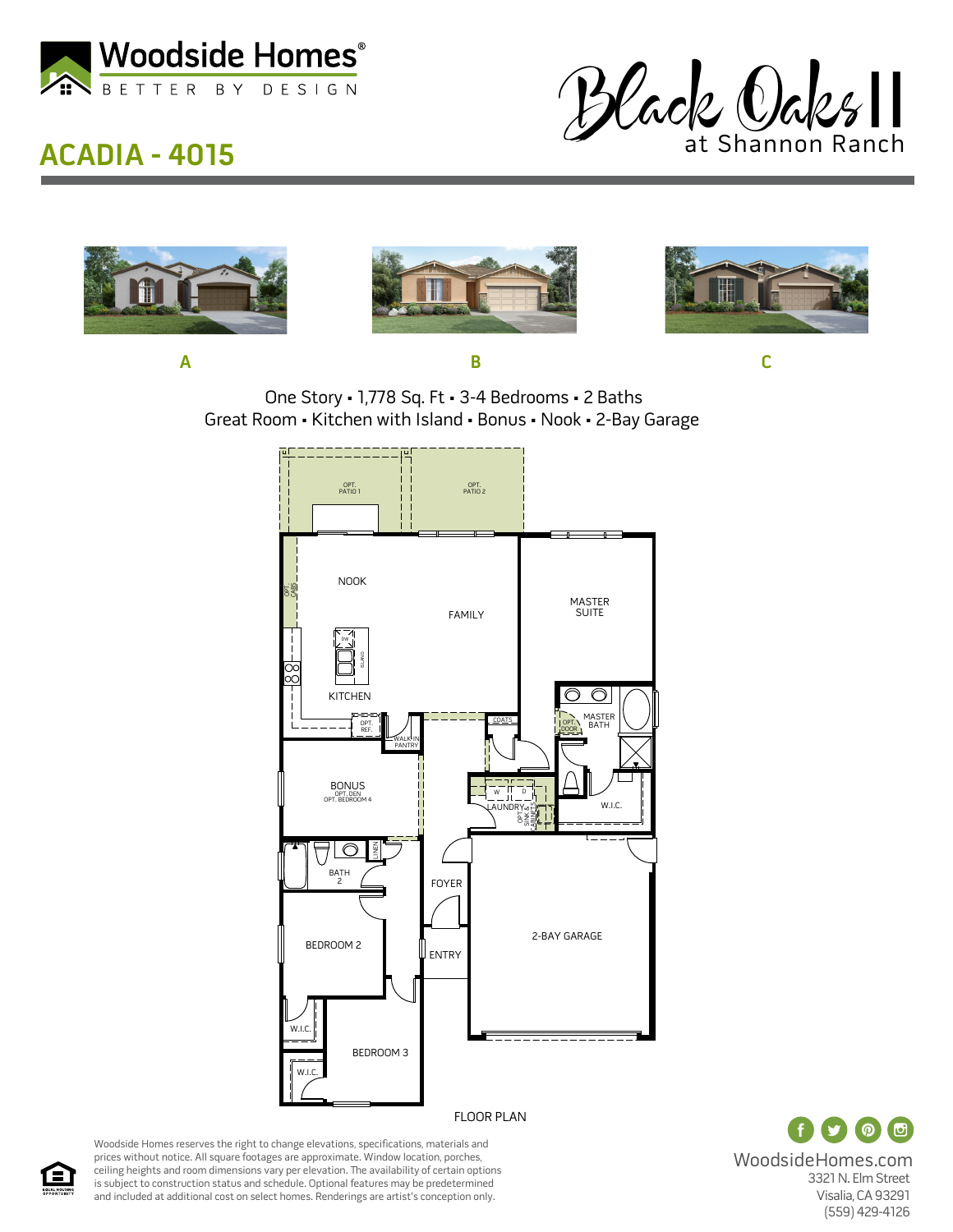Woodside Homes®
BETTER BY DESIGN

# ACADIA - 4015

Black Oaks II
at Shannon Ranch

A B C

One Story ▪ 1,778 Sq. Ft ▪ 3-4 Bedrooms ▪ 2 Baths
Great Room ▪ Kitchen with Island ▪ Bonus ▪ Nook ▪ 2-Bay Garage

OPT. PATIO 1
OPT. PATIO 2
OPT. CABS
NOOK
FAMILY
MASTER SUITE
DW
ISLAND
KITCHEN
OPT. REF.
WALK-IN PANTRY
COATS
OPT. DOOR
MASTER BATH
BONUS
OPT. DEN
OPT. BEDROOM 4
W D
LAUNDRY
OPT. SINK & CABINETS
W.I.C.
LINEN
BATH 2
FOYER
2-BAY GARAGE
BEDROOM 2
ENTRY
W.I.C.
BEDROOM 3
W.I.C.

FLOOR PLAN

Woodside Homes reserves the right to change elevations, specifications, materials and prices without notice. All square footages are approximate. Window location, porches, ceiling heights and room dimensions vary per elevation. The availability of certain options is subject to construction status and schedule. Optional features may be predetermined and included at additional cost on select homes. Renderings are artist's conception only.

EQUAL HOUSING OPPORTUNITY

WoodsideHomes.com
3321 N. Elm Street
Visalia, CA 93291
(559) 429-4126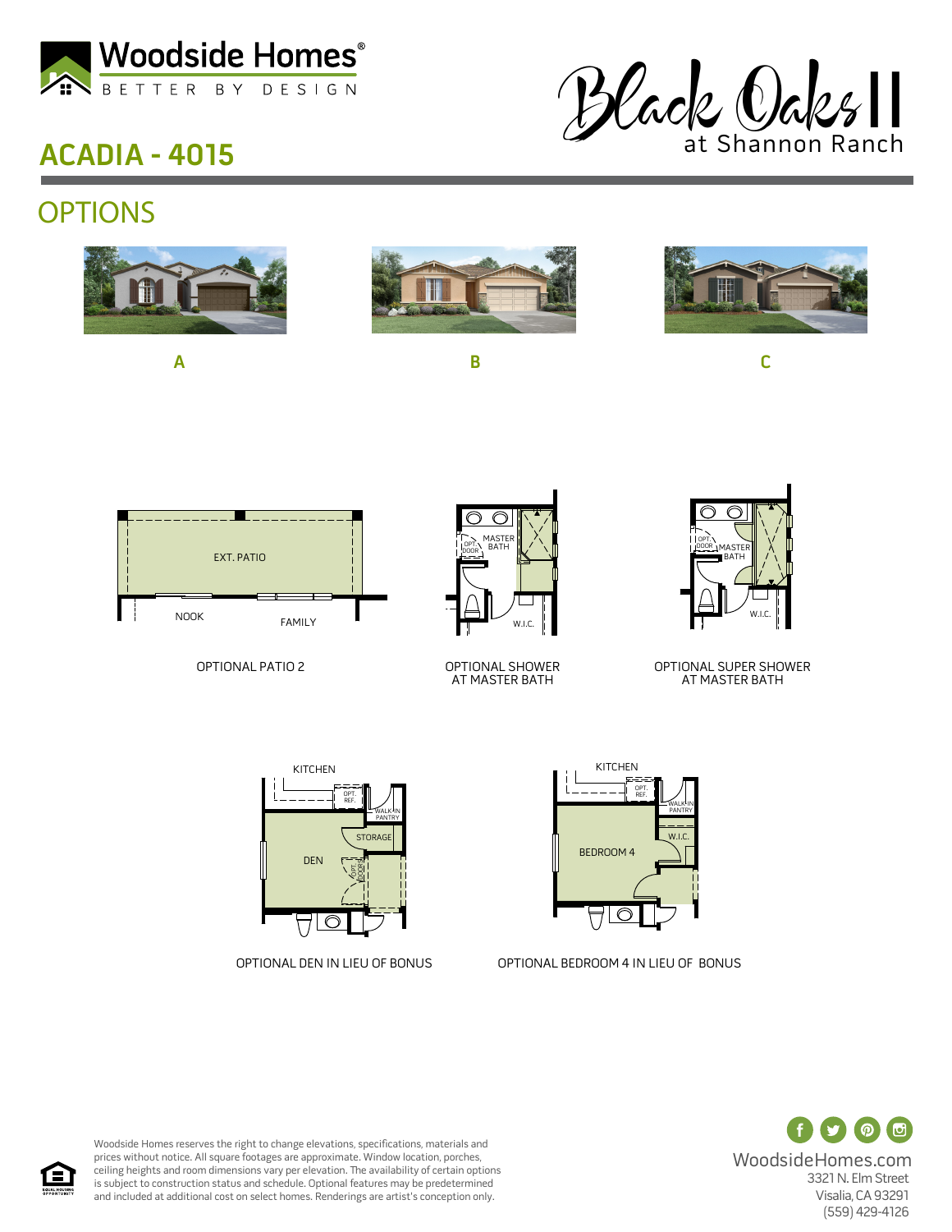Woodside Homes®

BETTER BY DESIGN

# ACADIA - 4015

Black Oaks II at Shannon Ranch

## OPTIONS

A

B

C

EXT. PATIO

NOOK

FAMILY

OPTIONAL PATIO 2

MASTER BATH

OPT. DOOR

W.I.C.

OPTIONAL SHOWER AT MASTER BATH

OPT. DOOR

MASTER BATH

W.I.C.

OPTIONAL SUPER SHOWER AT MASTER BATH

KITCHEN

OPT. REF.

WALK-IN PANTRY

STORAGE

DEN

OPT. DOORS

OPTIONAL DEN IN LIEU OF BONUS

KITCHEN

OPT. REF.

WALK-IN PANTRY

W.I.C.

BEDROOM 4

OPTIONAL BEDROOM 4 IN LIEU OF BONUS

Woodside Homes reserves the right to change elevations, specifications, materials and prices without notice. All square footages are approximate. Window location, porches, ceiling heights and room dimensions vary per elevation. The availability of certain options is subject to construction status and schedule. Optional features may be predetermined and included at additional cost on select homes. Renderings are artist's conception only.

EQUAL HOUSING OPPORTUNITY

WoodsideHomes.com
3321 N. Elm Street
Visalia, CA 93291
(559) 429-4126